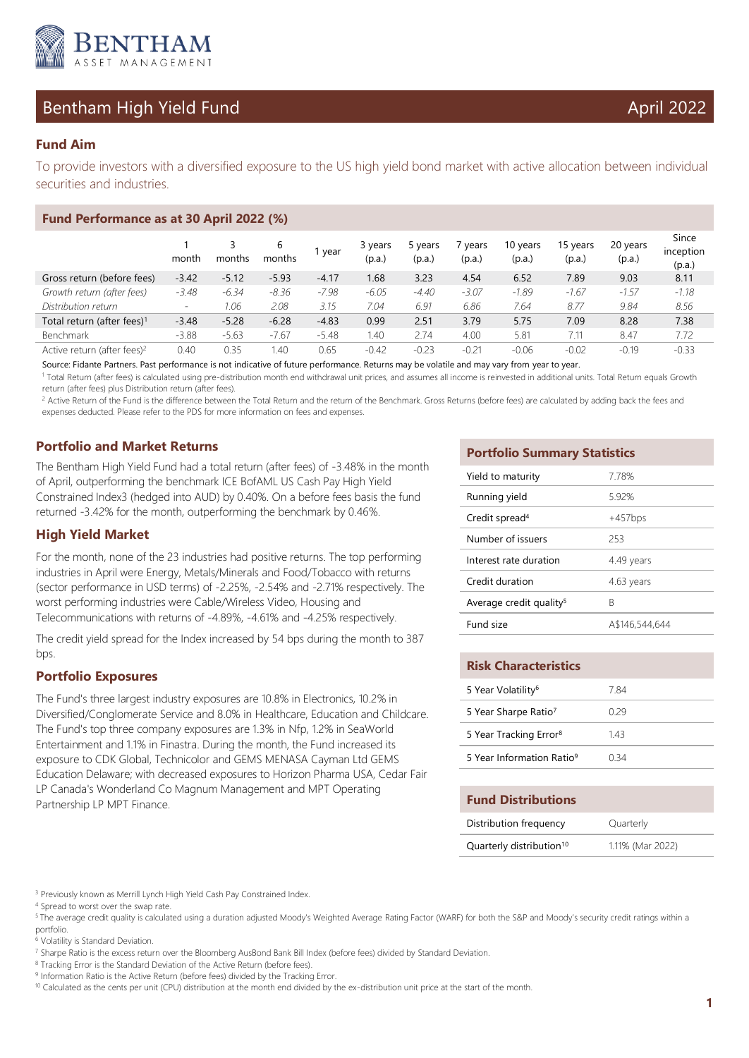# Bentham High Yield Fund

April 2022

## Fund Aim

To provide investors with a diversified exposure to the US high yield bond market with active allocation between individual securities and industries.

## Fund Performance as at 30 April 2022 (%)

| | 1 month | 3 months | 6 months | 1 year | 3 years (p.a.) | 5 years (p.a.) | 7 years (p.a.) | 10 years (p.a.) | 15 years (p.a.) | 20 years (p.a.) | Since inception (p.a.) |
|---|---|---|---|---|---|---|---|---|---|---|---|
| Gross return (before fees) | -3.42 | -5.12 | -5.93 | -4.17 | 1.68 | 3.23 | 4.54 | 6.52 | 7.89 | 9.03 | 8.11 |
| *Growth return (after fees)* | *-3.48* | *-6.34* | *-8.36* | *-7.98* | *-6.05* | *-4.40* | *-3.07* | *-1.89* | *-1.67* | *-1.57* | *-1.18* |
| *Distribution return* | *-* | *1.06* | *2.08* | *3.15* | *7.04* | *6.91* | *6.86* | *7.64* | *8.77* | *9.84* | *8.56* |
| Total return (after fees)[1] | -3.48 | -5.28 | -6.28 | -4.83 | 0.99 | 2.51 | 3.79 | 5.75 | 7.09 | 8.28 | 7.38 |
| Benchmark | -3.88 | -5.63 | -7.67 | -5.48 | 1.40 | 2.74 | 4.00 | 5.81 | 7.11 | 8.47 | 7.72 |
| Active return (after fees)[2] | 0.40 | 0.35 | 1.40 | 0.65 | -0.42 | -0.23 | -0.21 | -0.06 | -0.02 | -0.19 | -0.33 |

Source: Fidante Partners. Past performance is not indicative of future performance. Returns may be volatile and may vary from year to year.

[1] Total Return (after fees) is calculated using pre-distribution month end withdrawal unit prices, and assumes all income is reinvested in additional units. Total Return equals Growth return (after fees) plus Distribution return (after fees).

[2] Active Return of the Fund is the difference between the Total Return and the return of the Benchmark. Gross Returns (before fees) are calculated by adding back the fees and expenses deducted. Please refer to the PDS for more information on fees and expenses.

## Portfolio and Market Returns

The Bentham High Yield Fund had a total return (after fees) of -3.48% in the month of April, outperforming the benchmark ICE BofAML US Cash Pay High Yield Constrained Index[3] (hedged into AUD) by 0.40%. On a before fees basis the fund returned -3.42% for the month, outperforming the benchmark by 0.46%.

## High Yield Market

For the month, none of the 23 industries had positive returns. The top performing industries in April were Energy, Metals/Minerals and Food/Tobacco with returns (sector performance in USD terms) of -2.25%, -2.54% and -2.71% respectively. The worst performing industries were Cable/Wireless Video, Housing and Telecommunications with returns of -4.89%, -4.61% and -4.25% respectively.

The credit yield spread for the Index increased by 54 bps during the month to 387 bps.

## Portfolio Exposures

The Fund's three largest industry exposures are 10.8% in Electronics, 10.2% in Diversified/Conglomerate Service and 8.0% in Healthcare, Education and Childcare. The Fund's top three company exposures are 1.3% in Nfp, 1.2% in SeaWorld Entertainment and 1.1% in Finastra. During the month, the Fund increased its exposure to CDK Global, Technicolor and GEMS MENASA Cayman Ltd GEMS Education Delaware; with decreased exposures to Horizon Pharma USA, Cedar Fair LP Canada's Wonderland Co Magnum Management and MPT Operating Partnership LP MPT Finance.

## Portfolio Summary Statistics

| | |
|---|---|
| Yield to maturity | 7.78% |
| Running yield | 5.92% |
| Credit spread[4] | +457bps |
| Number of issuers | 253 |
| Interest rate duration | 4.49 years |
| Credit duration | 4.63 years |
| Average credit quality[5] | B |
| Fund size | A$146,544,644 |

## Risk Characteristics

| | |
|---|---|
| 5 Year Volatility[6] | 7.84 |
| 5 Year Sharpe Ratio[7] | 0.29 |
| 5 Year Tracking Error[8] | 1.43 |
| 5 Year Information Ratio[9] | 0.34 |

## Fund Distributions

| | |
|---|---|
| Distribution frequency | Quarterly |
| Quarterly distribution[10] | 1.11% (Mar 2022) |

[3] Previously known as Merrill Lynch High Yield Cash Pay Constrained Index.

[4] Spread to worst over the swap rate.

[5] The average credit quality is calculated using a duration adjusted Moody's Weighted Average Rating Factor (WARF) for both the S&P and Moody's security credit ratings within a portfolio.

[6] Volatility is Standard Deviation.

[7] Sharpe Ratio is the excess return over the Bloomberg AusBond Bank Bill Index (before fees) divided by Standard Deviation.

[8] Tracking Error is the Standard Deviation of the Active Return (before fees).

[9] Information Ratio is the Active Return (before fees) divided by the Tracking Error.

[10] Calculated as the cents per unit (CPU) distribution at the month end divided by the ex-distribution unit price at the start of the month.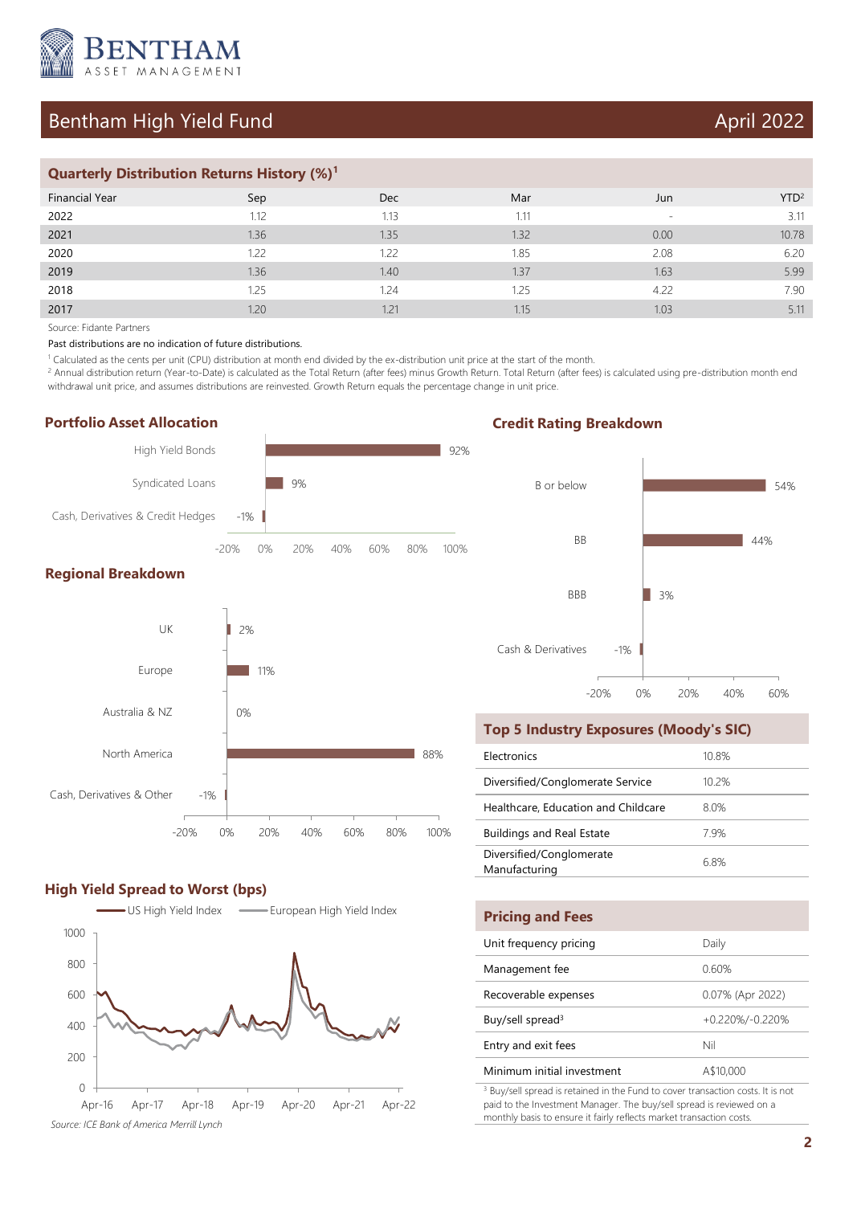# Bentham High Yield Fund

April 2022

## Quarterly Distribution Returns History (%)[1]

| Financial Year | Sep | Dec | Mar | Jun | YTD[2] |
|---|---|---|---|---|---|
| 2022 | 1.12 | 1.13 | 1.11 | - | 3.11 |
| 2021 | 1.36 | 1.35 | 1.32 | 0.00 | 10.78 |
| 2020 | 1.22 | 1.22 | 1.85 | 2.08 | 6.20 |
| 2019 | 1.36 | 1.40 | 1.37 | 1.63 | 5.99 |
| 2018 | 1.25 | 1.24 | 1.25 | 4.22 | 7.90 |
| 2017 | 1.20 | 1.21 | 1.15 | 1.03 | 5.11 |

Source: Fidante Partners

Past distributions are no indication of future distributions.

[1] Calculated as the cents per unit (CPU) distribution at month end divided by the ex-distribution unit price at the start of the month.

[2] Annual distribution return (Year-to-Date) is calculated as the Total Return (after fees) minus Growth Return. Total Return (after fees) is calculated using pre-distribution month end withdrawal unit price, and assumes distributions are reinvested. Growth Return equals the percentage change in unit price.

## Portfolio Asset Allocation

| Asset | Allocation |
|---|---|
| High Yield Bonds | 92% |
| Syndicated Loans | 9% |
| Cash, Derivatives & Credit Hedges | -1% |

## Regional Breakdown

| Region | Allocation |
|---|---|
| UK | 2% |
| Europe | 11% |
| Australia & NZ | 0% |
| North America | 88% |
| Cash, Derivatives & Other | -1% |

## High Yield Spread to Worst (bps)

Chart: US High Yield Index and European High Yield Index, Apr-16 to Apr-22 (0–1000 bps)

*Source: ICE Bank of America Merrill Lynch*

## Credit Rating Breakdown

| Rating | Allocation |
|---|---|
| B or below | 54% |
| BB | 44% |
| BBB | 3% |
| Cash & Derivatives | -1% |

## Top 5 Industry Exposures (Moody's SIC)

| Industry | Exposure |
|---|---|
| Electronics | 10.8% |
| Diversified/Conglomerate Service | 10.2% |
| Healthcare, Education and Childcare | 8.0% |
| Buildings and Real Estate | 7.9% |
| Diversified/Conglomerate Manufacturing | 6.8% |

## Pricing and Fees

| | |
|---|---|
| Unit frequency pricing | Daily |
| Management fee | 0.60% |
| Recoverable expenses | 0.07% (Apr 2022) |
| Buy/sell spread[3] | +0.220%/-0.220% |
| Entry and exit fees | Nil |
| Minimum initial investment | A$10,000 |

[3] Buy/sell spread is retained in the Fund to cover transaction costs. It is not paid to the Investment Manager. The buy/sell spread is reviewed on a monthly basis to ensure it fairly reflects market transaction costs.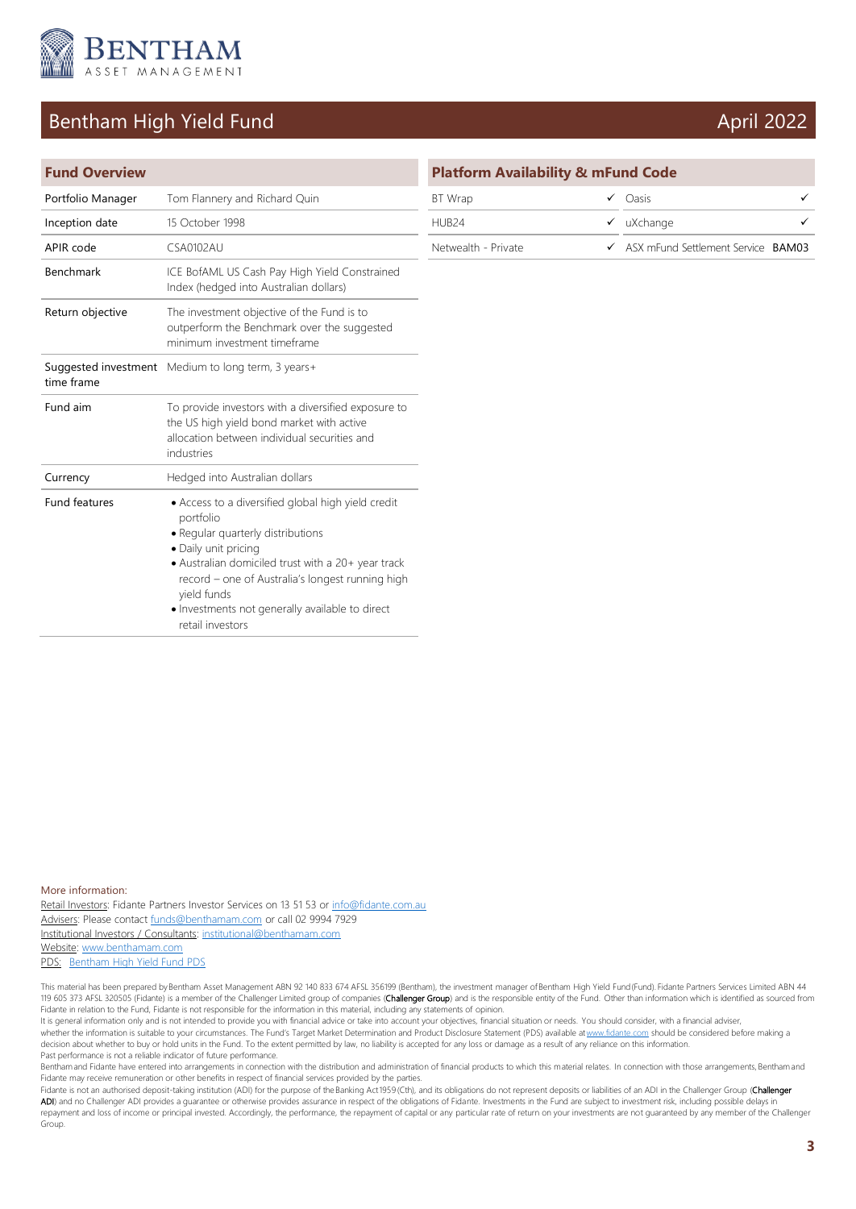# Bentham High Yield Fund

April 2022

## Fund Overview

| | |
|---|---|
| Portfolio Manager | Tom Flannery and Richard Quin |
| Inception date | 15 October 1998 |
| APIR code | CSA0102AU |
| Benchmark | ICE BofAML US Cash Pay High Yield Constrained Index (hedged into Australian dollars) |
| Return objective | The investment objective of the Fund is to outperform the Benchmark over the suggested minimum investment timeframe |
| Suggested investment time frame | Medium to long term, 3 years+ |
| Fund aim | To provide investors with a diversified exposure to the US high yield bond market with active allocation between individual securities and industries |
| Currency | Hedged into Australian dollars |
| Fund features | • Access to a diversified global high yield credit portfolio<br>• Regular quarterly distributions<br>• Daily unit pricing<br>• Australian domiciled trust with a 20+ year track record – one of Australia's longest running high yield funds<br>• Investments not generally available to direct retail investors |

## Platform Availability & mFund Code

| | | | |
|---|---|---|---|
| BT Wrap | ✓ | Oasis | ✓ |
| HUB24 | ✓ | uXchange | ✓ |
| Netwealth - Private | ✓ | ASX mFund Settlement Service | BAM03 |

More information:

Retail Investors: Fidante Partners Investor Services on 13 51 53 or info@fidante.com.au
Advisers: Please contact funds@benthamam.com or call 02 9994 7929
Institutional Investors / Consultants: institutional@benthamam.com
Website: www.benthamam.com
PDS: Bentham High Yield Fund PDS

This material has been prepared by Bentham Asset Management ABN 92 140 833 674 AFSL 356199 (Bentham), the investment manager of Bentham High Yield Fund (Fund). Fidante Partners Services Limited ABN 44 119 605 373 AFSL 320505 (Fidante) is a member of the Challenger Limited group of companies (**Challenger Group**) and is the responsible entity of the Fund. Other than information which is identified as sourced from Fidante in relation to the Fund, Fidante is not responsible for the information in this material, including any statements of opinion.
It is general information only and is not intended to provide you with financial advice or take into account your objectives, financial situation or needs. You should consider, with a financial adviser, whether the information is suitable to your circumstances. The Fund's Target Market Determination and Product Disclosure Statement (PDS) available at www.fidante.com should be considered before making a decision about whether to buy or hold units in the Fund. To the extent permitted by law, no liability is accepted for any loss or damage as a result of any reliance on this information.
Past performance is not a reliable indicator of future performance.
Bentham and Fidante have entered into arrangements in connection with the distribution and administration of financial products to which this material relates. In connection with those arrangements, Bentham and Fidante may receive remuneration or other benefits in respect of financial services provided by the parties.
Fidante is not an authorised deposit-taking institution (ADI) for the purpose of the Banking Act 1959 (Cth), and its obligations do not represent deposits or liabilities of an ADI in the Challenger Group (**Challenger ADI**) and no Challenger ADI provides a guarantee or otherwise provides assurance in respect of the obligations of Fidante. Investments in the Fund are subject to investment risk, including possible delays in repayment and loss of income or principal invested. Accordingly, the performance, the repayment of capital or any particular rate of return on your investments are not guaranteed by any member of the Challenger Group.